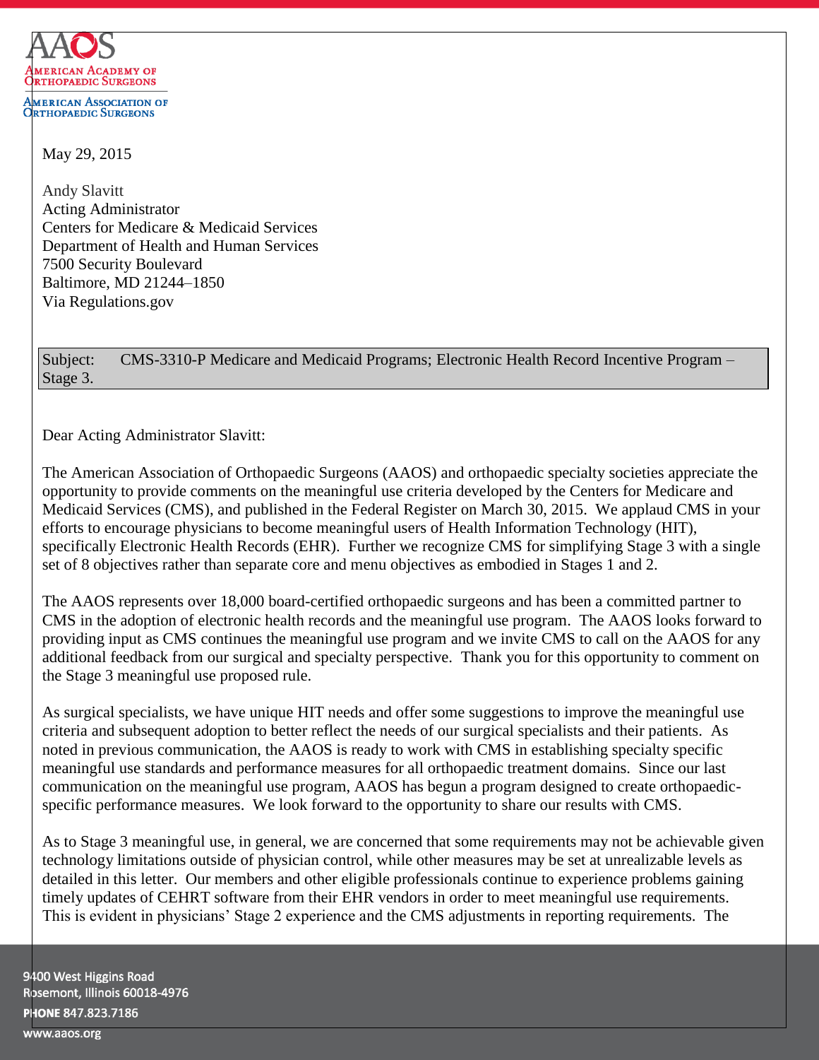AAOS
American Academy of Orthopaedic Surgeons

American Association of Orthopaedic Surgeons

May 29, 2015

Andy Slavitt
Acting Administrator
Centers for Medicare & Medicaid Services
Department of Health and Human Services
7500 Security Boulevard
Baltimore, MD 21244–1850
Via Regulations.gov

Subject: CMS-3310-P Medicare and Medicaid Programs; Electronic Health Record Incentive Program – Stage 3.

Dear Acting Administrator Slavitt:

The American Association of Orthopaedic Surgeons (AAOS) and orthopaedic specialty societies appreciate the opportunity to provide comments on the meaningful use criteria developed by the Centers for Medicare and Medicaid Services (CMS), and published in the Federal Register on March 30, 2015. We applaud CMS in your efforts to encourage physicians to become meaningful users of Health Information Technology (HIT), specifically Electronic Health Records (EHR). Further we recognize CMS for simplifying Stage 3 with a single set of 8 objectives rather than separate core and menu objectives as embodied in Stages 1 and 2.

The AAOS represents over 18,000 board-certified orthopaedic surgeons and has been a committed partner to CMS in the adoption of electronic health records and the meaningful use program. The AAOS looks forward to providing input as CMS continues the meaningful use program and we invite CMS to call on the AAOS for any additional feedback from our surgical and specialty perspective. Thank you for this opportunity to comment on the Stage 3 meaningful use proposed rule.

As surgical specialists, we have unique HIT needs and offer some suggestions to improve the meaningful use criteria and subsequent adoption to better reflect the needs of our surgical specialists and their patients. As noted in previous communication, the AAOS is ready to work with CMS in establishing specialty specific meaningful use standards and performance measures for all orthopaedic treatment domains. Since our last communication on the meaningful use program, AAOS has begun a program designed to create orthopaedic-specific performance measures. We look forward to the opportunity to share our results with CMS.

As to Stage 3 meaningful use, in general, we are concerned that some requirements may not be achievable given technology limitations outside of physician control, while other measures may be set at unrealizable levels as detailed in this letter. Our members and other eligible professionals continue to experience problems gaining timely updates of CEHRT software from their EHR vendors in order to meet meaningful use requirements. This is evident in physicians' Stage 2 experience and the CMS adjustments in reporting requirements. The

9400 West Higgins Road
Rosemont, Illinois 60018-4976
PHONE 847.823.7186
www.aaos.org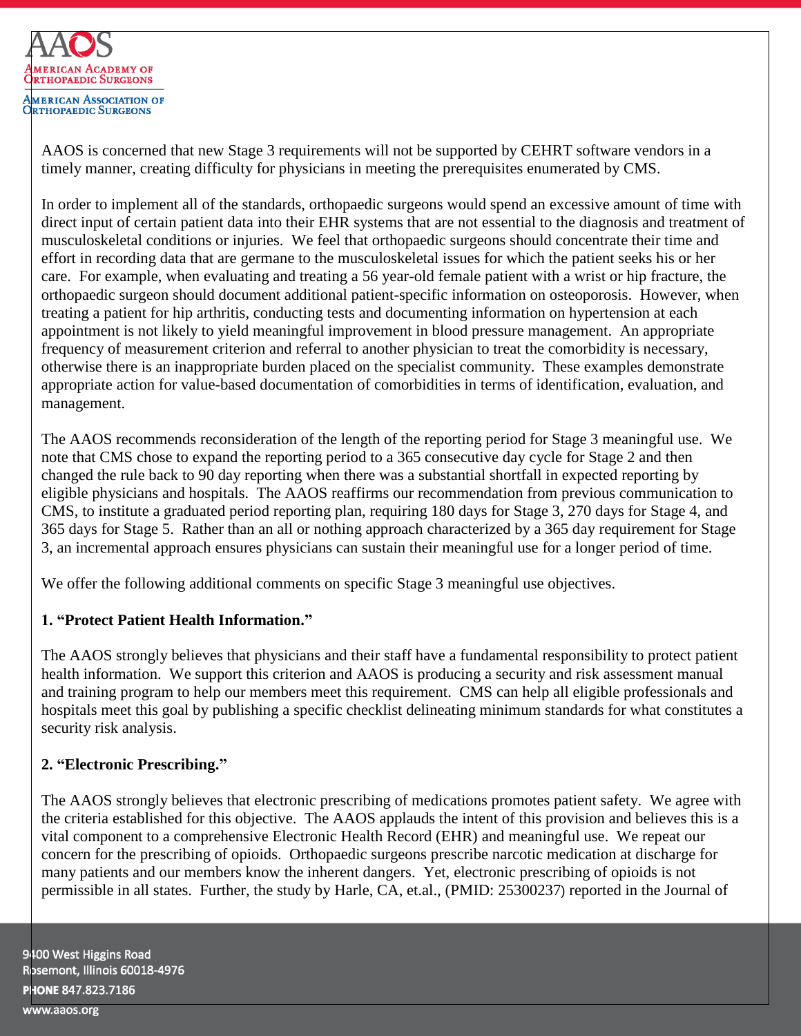AAOS is concerned that new Stage 3 requirements will not be supported by CEHRT software vendors in a timely manner, creating difficulty for physicians in meeting the prerequisites enumerated by CMS.

In order to implement all of the standards, orthopaedic surgeons would spend an excessive amount of time with direct input of certain patient data into their EHR systems that are not essential to the diagnosis and treatment of musculoskeletal conditions or injuries. We feel that orthopaedic surgeons should concentrate their time and effort in recording data that are germane to the musculoskeletal issues for which the patient seeks his or her care. For example, when evaluating and treating a 56 year-old female patient with a wrist or hip fracture, the orthopaedic surgeon should document additional patient-specific information on osteoporosis. However, when treating a patient for hip arthritis, conducting tests and documenting information on hypertension at each appointment is not likely to yield meaningful improvement in blood pressure management. An appropriate frequency of measurement criterion and referral to another physician to treat the comorbidity is necessary, otherwise there is an inappropriate burden placed on the specialist community. These examples demonstrate appropriate action for value-based documentation of comorbidities in terms of identification, evaluation, and management.

The AAOS recommends reconsideration of the length of the reporting period for Stage 3 meaningful use. We note that CMS chose to expand the reporting period to a 365 consecutive day cycle for Stage 2 and then changed the rule back to 90 day reporting when there was a substantial shortfall in expected reporting by eligible physicians and hospitals. The AAOS reaffirms our recommendation from previous communication to CMS, to institute a graduated period reporting plan, requiring 180 days for Stage 3, 270 days for Stage 4, and 365 days for Stage 5. Rather than an all or nothing approach characterized by a 365 day requirement for Stage 3, an incremental approach ensures physicians can sustain their meaningful use for a longer period of time.

We offer the following additional comments on specific Stage 3 meaningful use objectives.

**1. "Protect Patient Health Information."**

The AAOS strongly believes that physicians and their staff have a fundamental responsibility to protect patient health information. We support this criterion and AAOS is producing a security and risk assessment manual and training program to help our members meet this requirement. CMS can help all eligible professionals and hospitals meet this goal by publishing a specific checklist delineating minimum standards for what constitutes a security risk analysis.

**2. "Electronic Prescribing."**

The AAOS strongly believes that electronic prescribing of medications promotes patient safety. We agree with the criteria established for this objective. The AAOS applauds the intent of this provision and believes this is a vital component to a comprehensive Electronic Health Record (EHR) and meaningful use. We repeat our concern for the prescribing of opioids. Orthopaedic surgeons prescribe narcotic medication at discharge for many patients and our members know the inherent dangers. Yet, electronic prescribing of opioids is not permissible in all states. Further, the study by Harle, CA, et.al., (PMID: 25300237) reported in the Journal of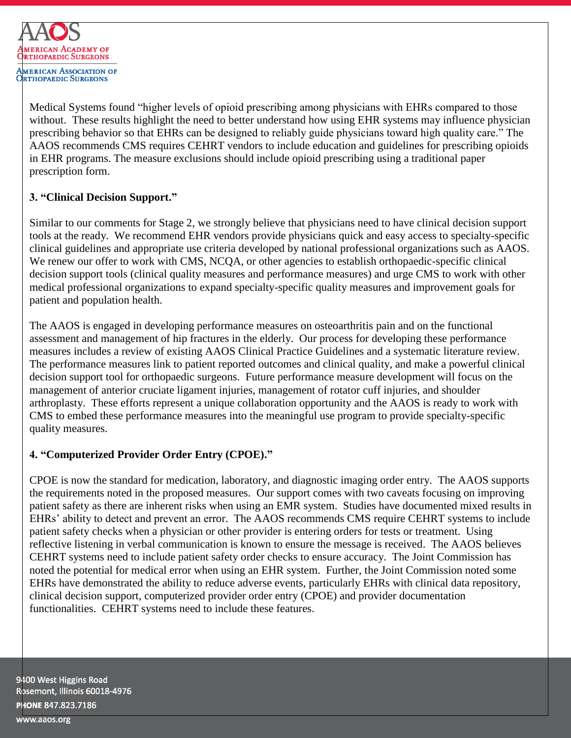Medical Systems found "higher levels of opioid prescribing among physicians with EHRs compared to those without. These results highlight the need to better understand how using EHR systems may influence physician prescribing behavior so that EHRs can be designed to reliably guide physicians toward high quality care." The AAOS recommends CMS requires CEHRT vendors to include education and guidelines for prescribing opioids in EHR programs. The measure exclusions should include opioid prescribing using a traditional paper prescription form.

**3. "Clinical Decision Support."**

Similar to our comments for Stage 2, we strongly believe that physicians need to have clinical decision support tools at the ready. We recommend EHR vendors provide physicians quick and easy access to specialty-specific clinical guidelines and appropriate use criteria developed by national professional organizations such as AAOS. We renew our offer to work with CMS, NCQA, or other agencies to establish orthopaedic-specific clinical decision support tools (clinical quality measures and performance measures) and urge CMS to work with other medical professional organizations to expand specialty-specific quality measures and improvement goals for patient and population health.

The AAOS is engaged in developing performance measures on osteoarthritis pain and on the functional assessment and management of hip fractures in the elderly. Our process for developing these performance measures includes a review of existing AAOS Clinical Practice Guidelines and a systematic literature review. The performance measures link to patient reported outcomes and clinical quality, and make a powerful clinical decision support tool for orthopaedic surgeons. Future performance measure development will focus on the management of anterior cruciate ligament injuries, management of rotator cuff injuries, and shoulder arthroplasty. These efforts represent a unique collaboration opportunity and the AAOS is ready to work with CMS to embed these performance measures into the meaningful use program to provide specialty-specific quality measures.

**4. "Computerized Provider Order Entry (CPOE)."**

CPOE is now the standard for medication, laboratory, and diagnostic imaging order entry. The AAOS supports the requirements noted in the proposed measures. Our support comes with two caveats focusing on improving patient safety as there are inherent risks when using an EMR system. Studies have documented mixed results in EHRs' ability to detect and prevent an error. The AAOS recommends CMS require CEHRT systems to include patient safety checks when a physician or other provider is entering orders for tests or treatment. Using reflective listening in verbal communication is known to ensure the message is received. The AAOS believes CEHRT systems need to include patient safety order checks to ensure accuracy. The Joint Commission has noted the potential for medical error when using an EHR system. Further, the Joint Commission noted some EHRs have demonstrated the ability to reduce adverse events, particularly EHRs with clinical data repository, clinical decision support, computerized provider order entry (CPOE) and provider documentation functionalities. CEHRT systems need to include these features.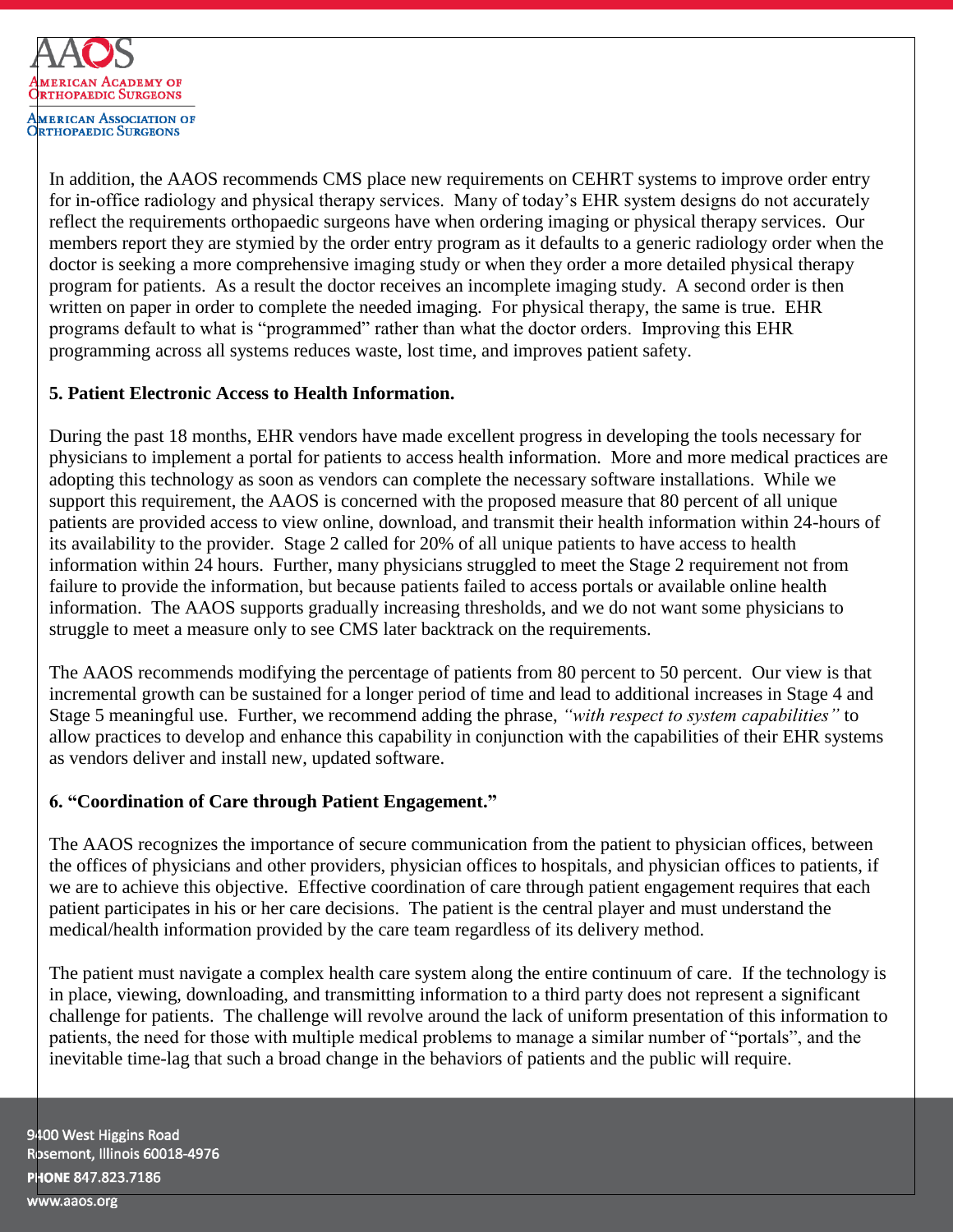In addition, the AAOS recommends CMS place new requirements on CEHRT systems to improve order entry for in-office radiology and physical therapy services. Many of today's EHR system designs do not accurately reflect the requirements orthopaedic surgeons have when ordering imaging or physical therapy services. Our members report they are stymied by the order entry program as it defaults to a generic radiology order when the doctor is seeking a more comprehensive imaging study or when they order a more detailed physical therapy program for patients. As a result the doctor receives an incomplete imaging study. A second order is then written on paper in order to complete the needed imaging. For physical therapy, the same is true. EHR programs default to what is "programmed" rather than what the doctor orders. Improving this EHR programming across all systems reduces waste, lost time, and improves patient safety.

**5. Patient Electronic Access to Health Information.**

During the past 18 months, EHR vendors have made excellent progress in developing the tools necessary for physicians to implement a portal for patients to access health information. More and more medical practices are adopting this technology as soon as vendors can complete the necessary software installations. While we support this requirement, the AAOS is concerned with the proposed measure that 80 percent of all unique patients are provided access to view online, download, and transmit their health information within 24-hours of its availability to the provider. Stage 2 called for 20% of all unique patients to have access to health information within 24 hours. Further, many physicians struggled to meet the Stage 2 requirement not from failure to provide the information, but because patients failed to access portals or available online health information. The AAOS supports gradually increasing thresholds, and we do not want some physicians to struggle to meet a measure only to see CMS later backtrack on the requirements.

The AAOS recommends modifying the percentage of patients from 80 percent to 50 percent. Our view is that incremental growth can be sustained for a longer period of time and lead to additional increases in Stage 4 and Stage 5 meaningful use. Further, we recommend adding the phrase, *"with respect to system capabilities"* to allow practices to develop and enhance this capability in conjunction with the capabilities of their EHR systems as vendors deliver and install new, updated software.

**6. "Coordination of Care through Patient Engagement."**

The AAOS recognizes the importance of secure communication from the patient to physician offices, between the offices of physicians and other providers, physician offices to hospitals, and physician offices to patients, if we are to achieve this objective. Effective coordination of care through patient engagement requires that each patient participates in his or her care decisions. The patient is the central player and must understand the medical/health information provided by the care team regardless of its delivery method.

The patient must navigate a complex health care system along the entire continuum of care. If the technology is in place, viewing, downloading, and transmitting information to a third party does not represent a significant challenge for patients. The challenge will revolve around the lack of uniform presentation of this information to patients, the need for those with multiple medical problems to manage a similar number of "portals", and the inevitable time-lag that such a broad change in the behaviors of patients and the public will require.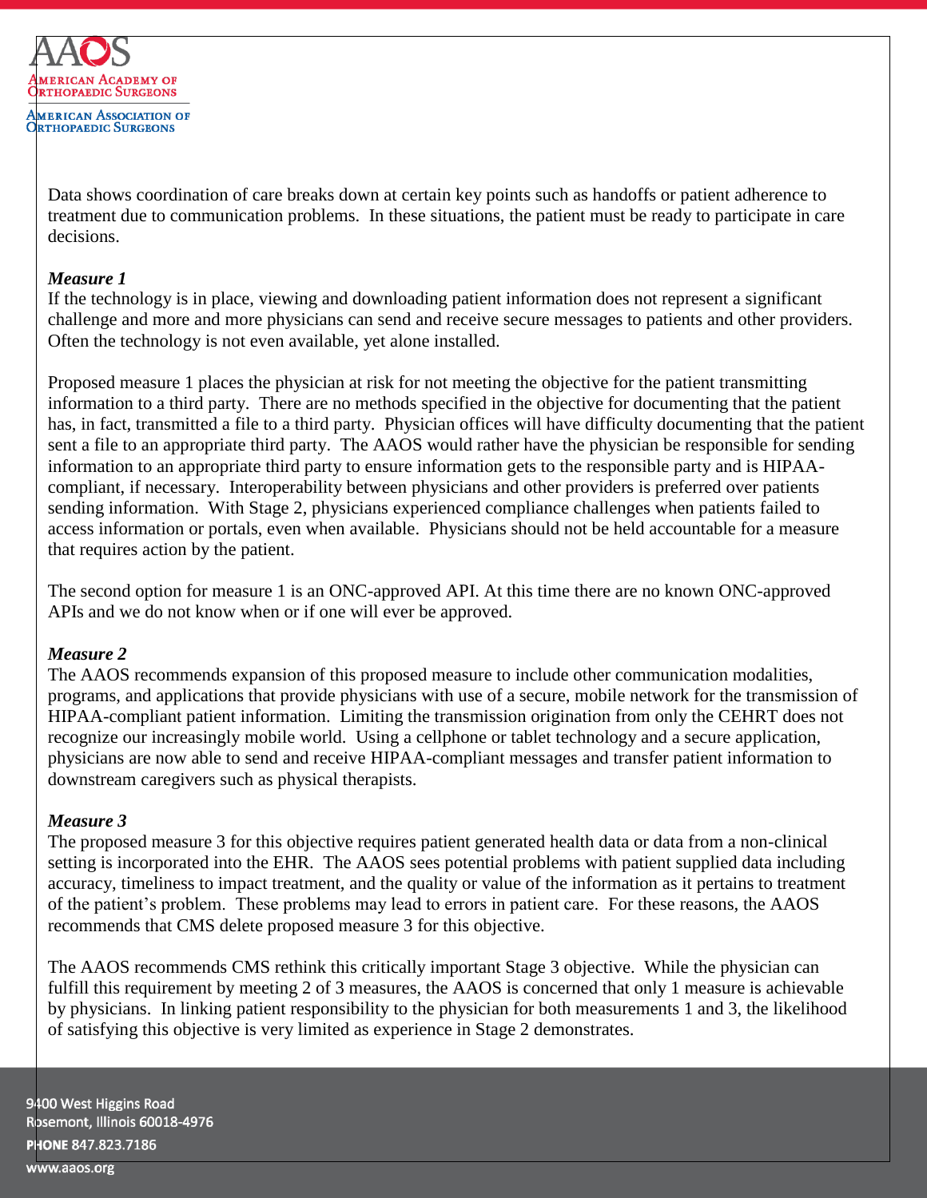Data shows coordination of care breaks down at certain key points such as handoffs or patient adherence to treatment due to communication problems. In these situations, the patient must be ready to participate in care decisions.

***Measure 1***

If the technology is in place, viewing and downloading patient information does not represent a significant challenge and more and more physicians can send and receive secure messages to patients and other providers. Often the technology is not even available, yet alone installed.

Proposed measure 1 places the physician at risk for not meeting the objective for the patient transmitting information to a third party. There are no methods specified in the objective for documenting that the patient has, in fact, transmitted a file to a third party. Physician offices will have difficulty documenting that the patient sent a file to an appropriate third party. The AAOS would rather have the physician be responsible for sending information to an appropriate third party to ensure information gets to the responsible party and is HIPAA-compliant, if necessary. Interoperability between physicians and other providers is preferred over patients sending information. With Stage 2, physicians experienced compliance challenges when patients failed to access information or portals, even when available. Physicians should not be held accountable for a measure that requires action by the patient.

The second option for measure 1 is an ONC-approved API. At this time there are no known ONC-approved APIs and we do not know when or if one will ever be approved.

***Measure 2***

The AAOS recommends expansion of this proposed measure to include other communication modalities, programs, and applications that provide physicians with use of a secure, mobile network for the transmission of HIPAA-compliant patient information. Limiting the transmission origination from only the CEHRT does not recognize our increasingly mobile world. Using a cellphone or tablet technology and a secure application, physicians are now able to send and receive HIPAA-compliant messages and transfer patient information to downstream caregivers such as physical therapists.

***Measure 3***

The proposed measure 3 for this objective requires patient generated health data or data from a non-clinical setting is incorporated into the EHR. The AAOS sees potential problems with patient supplied data including accuracy, timeliness to impact treatment, and the quality or value of the information as it pertains to treatment of the patient's problem. These problems may lead to errors in patient care. For these reasons, the AAOS recommends that CMS delete proposed measure 3 for this objective.

The AAOS recommends CMS rethink this critically important Stage 3 objective. While the physician can fulfill this requirement by meeting 2 of 3 measures, the AAOS is concerned that only 1 measure is achievable by physicians. In linking patient responsibility to the physician for both measurements 1 and 3, the likelihood of satisfying this objective is very limited as experience in Stage 2 demonstrates.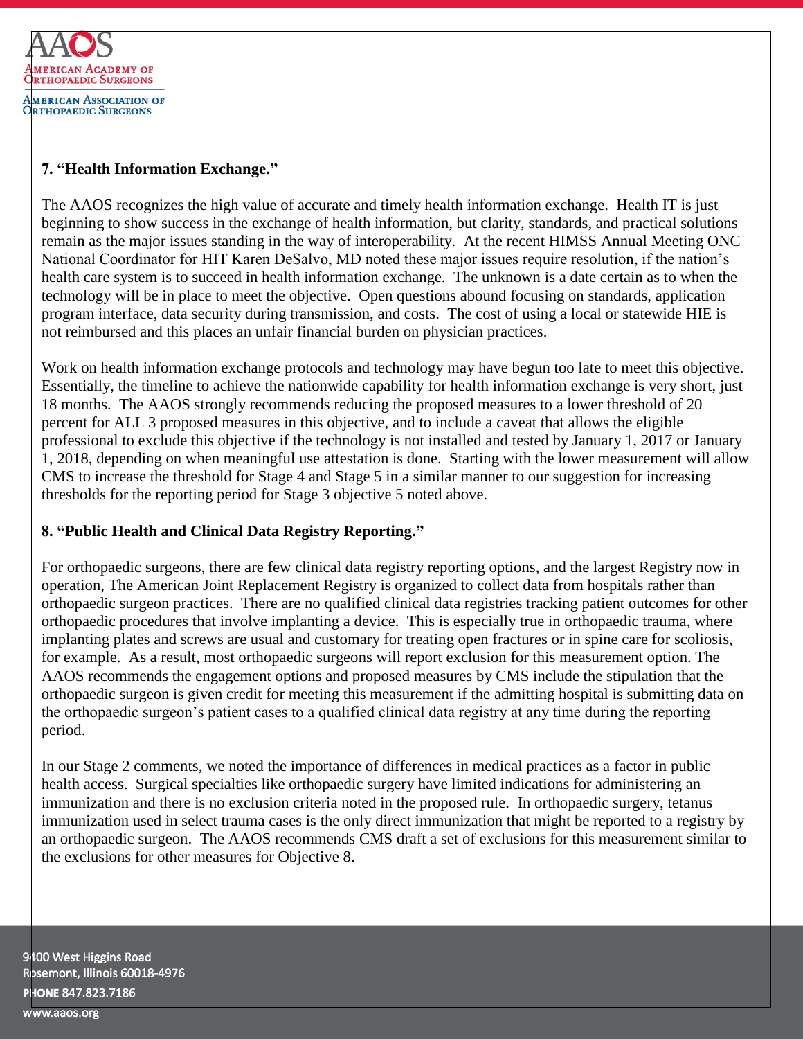### 7. "Health Information Exchange."

The AAOS recognizes the high value of accurate and timely health information exchange. Health IT is just beginning to show success in the exchange of health information, but clarity, standards, and practical solutions remain as the major issues standing in the way of interoperability. At the recent HIMSS Annual Meeting ONC National Coordinator for HIT Karen DeSalvo, MD noted these major issues require resolution, if the nation's health care system is to succeed in health information exchange. The unknown is a date certain as to when the technology will be in place to meet the objective. Open questions abound focusing on standards, application program interface, data security during transmission, and costs. The cost of using a local or statewide HIE is not reimbursed and this places an unfair financial burden on physician practices.

Work on health information exchange protocols and technology may have begun too late to meet this objective. Essentially, the timeline to achieve the nationwide capability for health information exchange is very short, just 18 months. The AAOS strongly recommends reducing the proposed measures to a lower threshold of 20 percent for ALL 3 proposed measures in this objective, and to include a caveat that allows the eligible professional to exclude this objective if the technology is not installed and tested by January 1, 2017 or January 1, 2018, depending on when meaningful use attestation is done. Starting with the lower measurement will allow CMS to increase the threshold for Stage 4 and Stage 5 in a similar manner to our suggestion for increasing thresholds for the reporting period for Stage 3 objective 5 noted above.

### 8. "Public Health and Clinical Data Registry Reporting."

For orthopaedic surgeons, there are few clinical data registry reporting options, and the largest Registry now in operation, The American Joint Replacement Registry is organized to collect data from hospitals rather than orthopaedic surgeon practices. There are no qualified clinical data registries tracking patient outcomes for other orthopaedic procedures that involve implanting a device. This is especially true in orthopaedic trauma, where implanting plates and screws are usual and customary for treating open fractures or in spine care for scoliosis, for example. As a result, most orthopaedic surgeons will report exclusion for this measurement option. The AAOS recommends the engagement options and proposed measures by CMS include the stipulation that the orthopaedic surgeon is given credit for meeting this measurement if the admitting hospital is submitting data on the orthopaedic surgeon's patient cases to a qualified clinical data registry at any time during the reporting period.

In our Stage 2 comments, we noted the importance of differences in medical practices as a factor in public health access. Surgical specialties like orthopaedic surgery have limited indications for administering an immunization and there is no exclusion criteria noted in the proposed rule. In orthopaedic surgery, tetanus immunization used in select trauma cases is the only direct immunization that might be reported to a registry by an orthopaedic surgeon. The AAOS recommends CMS draft a set of exclusions for this measurement similar to the exclusions for other measures for Objective 8.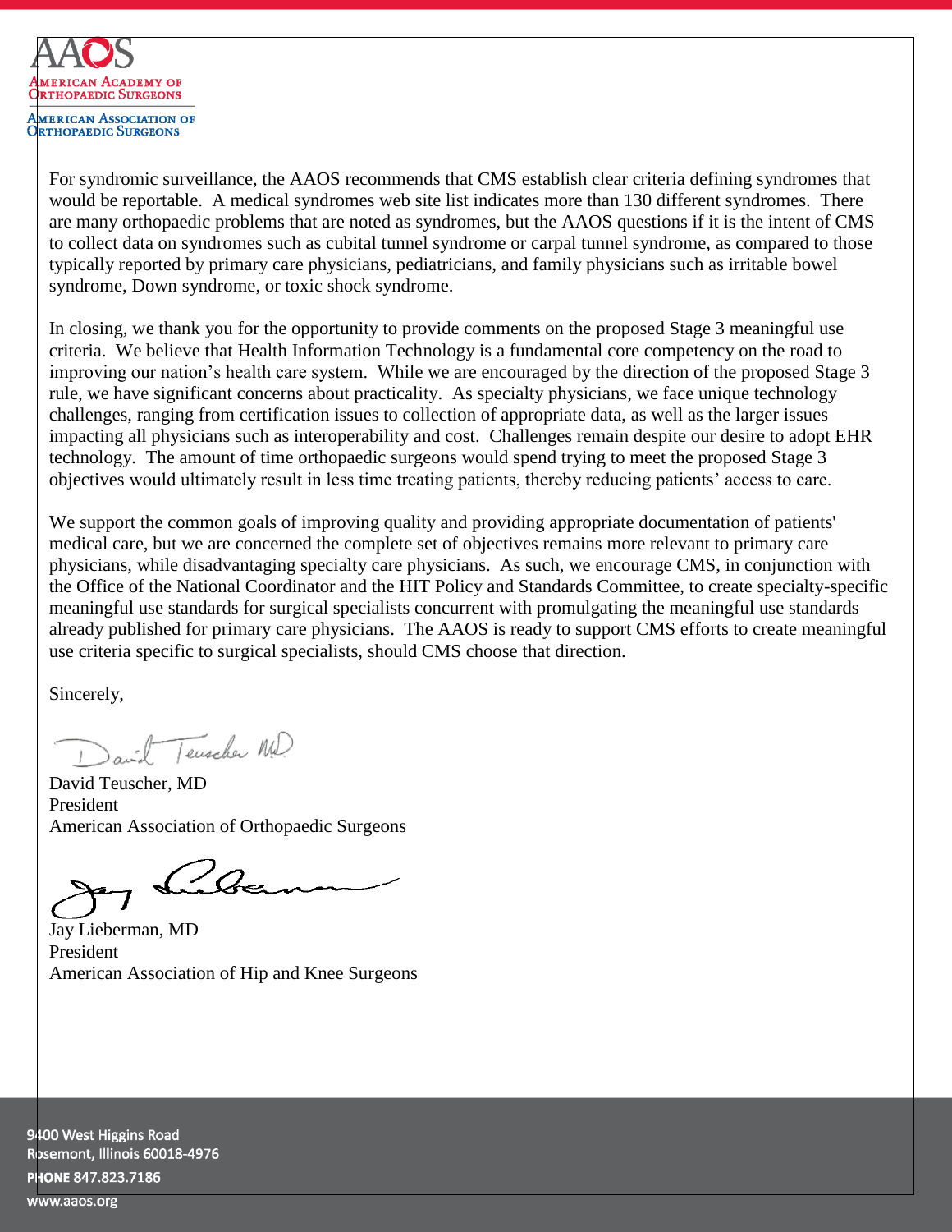For syndromic surveillance, the AAOS recommends that CMS establish clear criteria defining syndromes that would be reportable. A medical syndromes web site list indicates more than 130 different syndromes. There are many orthopaedic problems that are noted as syndromes, but the AAOS questions if it is the intent of CMS to collect data on syndromes such as cubital tunnel syndrome or carpal tunnel syndrome, as compared to those typically reported by primary care physicians, pediatricians, and family physicians such as irritable bowel syndrome, Down syndrome, or toxic shock syndrome.

In closing, we thank you for the opportunity to provide comments on the proposed Stage 3 meaningful use criteria. We believe that Health Information Technology is a fundamental core competency on the road to improving our nation's health care system. While we are encouraged by the direction of the proposed Stage 3 rule, we have significant concerns about practicality. As specialty physicians, we face unique technology challenges, ranging from certification issues to collection of appropriate data, as well as the larger issues impacting all physicians such as interoperability and cost. Challenges remain despite our desire to adopt EHR technology. The amount of time orthopaedic surgeons would spend trying to meet the proposed Stage 3 objectives would ultimately result in less time treating patients, thereby reducing patients' access to care.

We support the common goals of improving quality and providing appropriate documentation of patients' medical care, but we are concerned the complete set of objectives remains more relevant to primary care physicians, while disadvantaging specialty care physicians. As such, we encourage CMS, in conjunction with the Office of the National Coordinator and the HIT Policy and Standards Committee, to create specialty-specific meaningful use standards for surgical specialists concurrent with promulgating the meaningful use standards already published for primary care physicians. The AAOS is ready to support CMS efforts to create meaningful use criteria specific to surgical specialists, should CMS choose that direction.

Sincerely,

David Teuscher, MD
President
American Association of Orthopaedic Surgeons

Jay Lieberman, MD
President
American Association of Hip and Knee Surgeons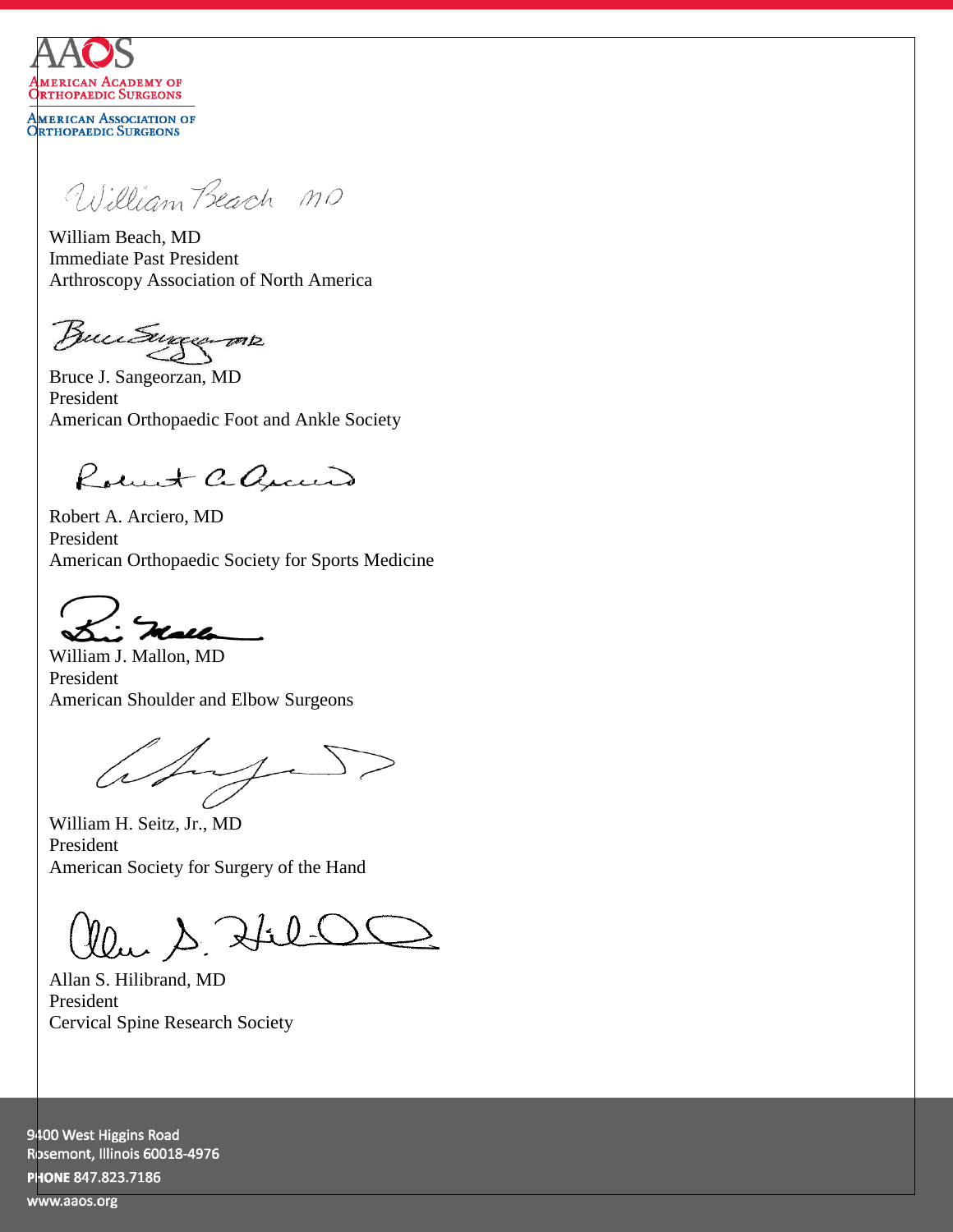William Beach, MD
Immediate Past President
Arthroscopy Association of North America

Bruce J. Sangeorzan, MD
President
American Orthopaedic Foot and Ankle Society

Robert A. Arciero, MD
President
American Orthopaedic Society for Sports Medicine

William J. Mallon, MD
President
American Shoulder and Elbow Surgeons

William H. Seitz, Jr., MD
President
American Society for Surgery of the Hand

Allan S. Hilibrand, MD
President
Cervical Spine Research Society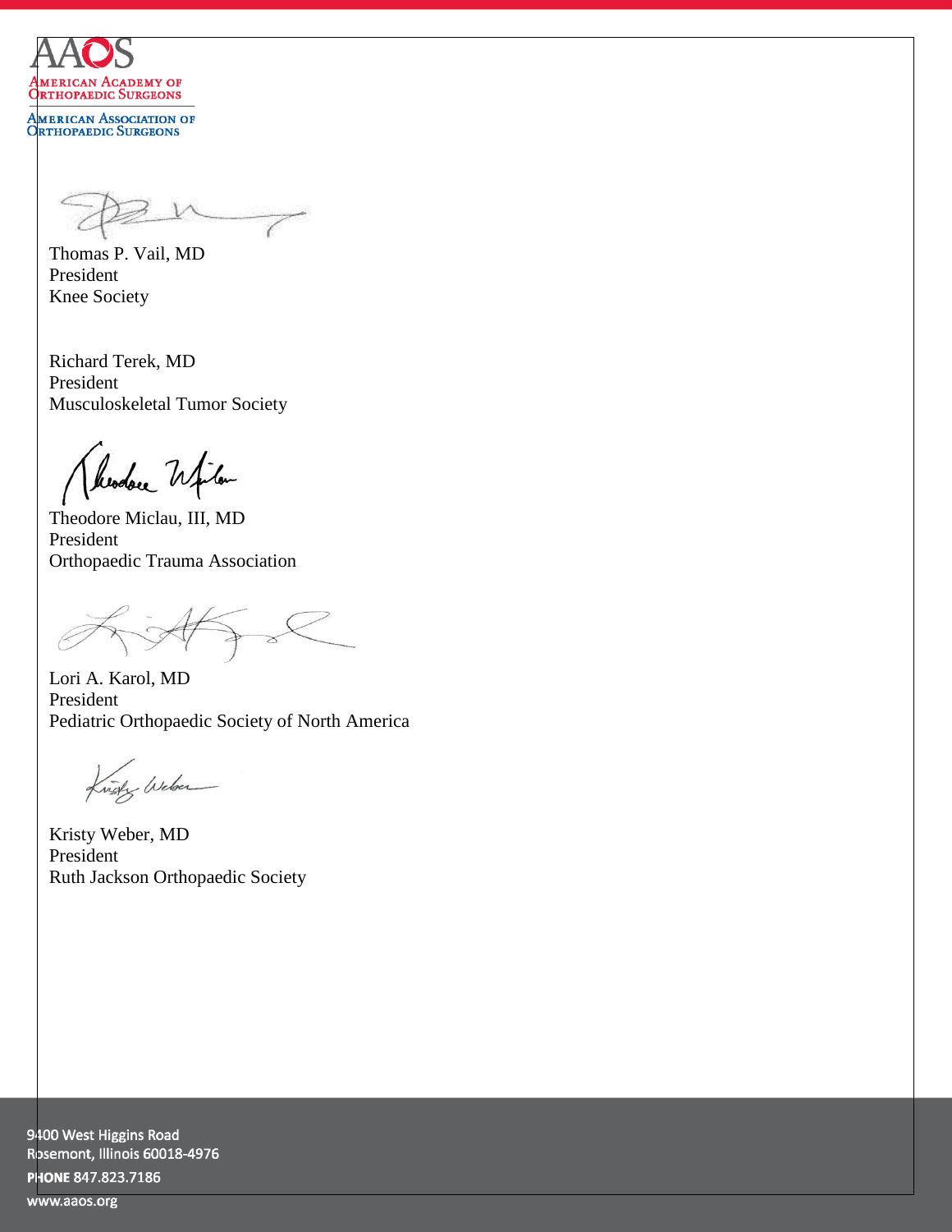Thomas P. Vail, MD
President
Knee Society

Richard Terek, MD
President
Musculoskeletal Tumor Society

Theodore Miclau, III, MD
President
Orthopaedic Trauma Association

Lori A. Karol, MD
President
Pediatric Orthopaedic Society of North America

Kristy Weber, MD
President
Ruth Jackson Orthopaedic Society